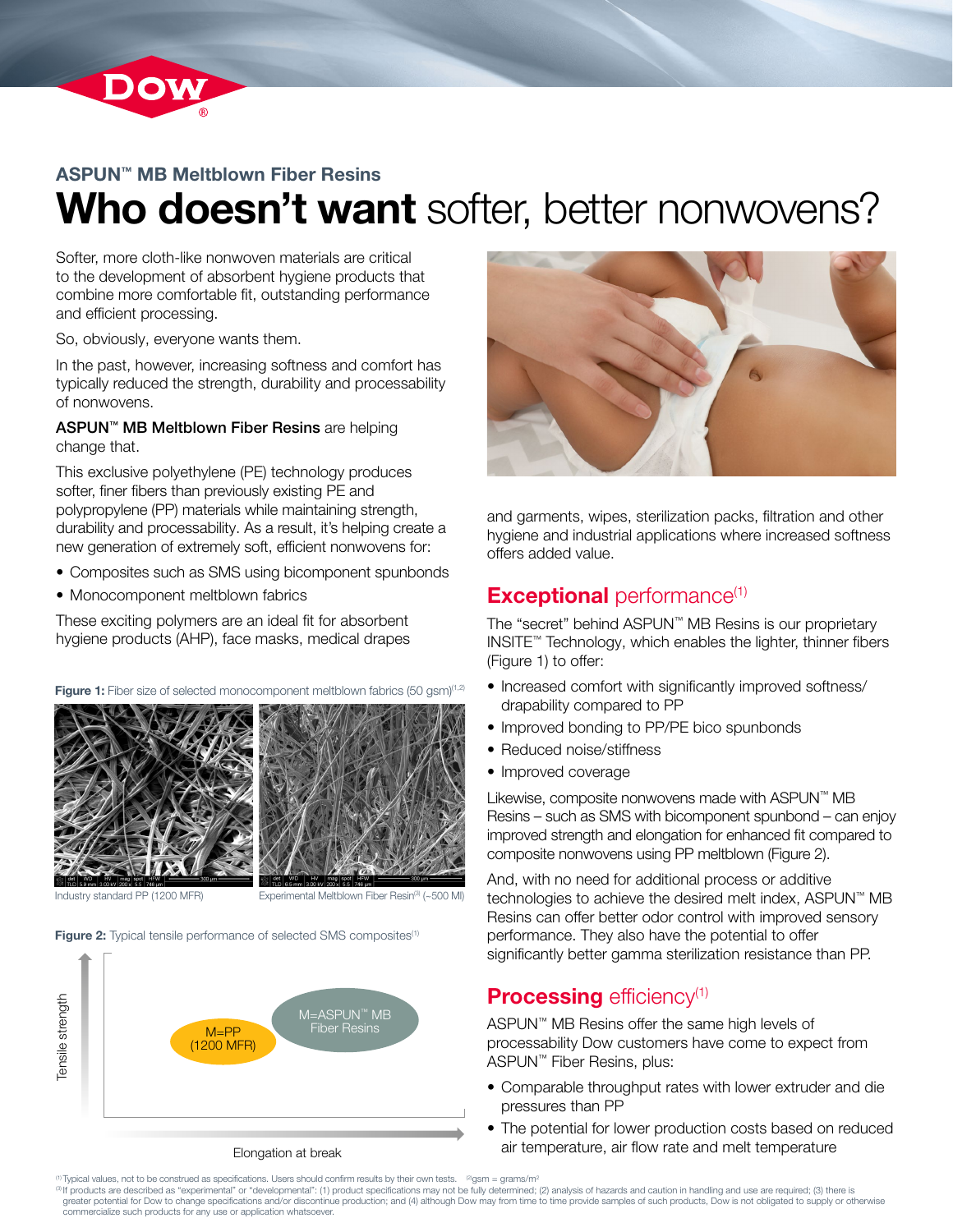## ASPUN™ MB Meltblown Fiber Resins

# Who doesn't want softer, better nonwovens?

Softer, more cloth-like nonwoven materials are critical to the development of absorbent hygiene products that combine more comfortable fit, outstanding performance and efficient processing.

So, obviously, everyone wants them.

In the past, however, increasing softness and comfort has typically reduced the strength, durability and processability of nonwovens.

**ASPUN™ MB Meltblown Fiber Resins** are helping change that.

This exclusive polyethylene (PE) technology produces softer, finer fibers than previously existing PE and polypropylene (PP) materials while maintaining strength, durability and processability. As a result, it's helping create a new generation of extremely soft, efficient nonwovens for:

- Composites such as SMS using bicomponent spunbonds
- Monocomponent meltblown fabrics

These exciting polymers are an ideal fit for absorbent hygiene products (AHP), face masks, medical drapes and garments, wipes, sterilization packs, filtration and other hygiene and industrial applications where increased softness offers added value.

**Figure 1:** Fiber size of selected monocomponent meltblown fabrics (50 gsm)[1,2]

Industry standard PP (1200 MFR) | Experimental Meltblown Fiber Resin[3] (~500 MI)

**Figure 2:** Typical tensile performance of selected SMS composites[1]

Tensile strength vs. Elongation at break: M=PP (1200 MFR); M=ASPUN™ MB Fiber Resins

## Exceptional performance[1]

The "secret" behind ASPUN™ MB Resins is our proprietary INSITE™ Technology, which enables the lighter, thinner fibers (Figure 1) to offer:

- Increased comfort with significantly improved softness/drapability compared to PP
- Improved bonding to PP/PE bico spunbonds
- Reduced noise/stiffness
- Improved coverage

Likewise, composite nonwovens made with ASPUN™ MB Resins – such as SMS with bicomponent spunbond – can enjoy improved strength and elongation for enhanced fit compared to composite nonwovens using PP meltblown (Figure 2).

And, with no need for additional process or additive technologies to achieve the desired melt index, ASPUN™ MB Resins can offer better odor control with improved sensory performance. They also have the potential to offer significantly better gamma sterilization resistance than PP.

## Processing efficiency[1]

ASPUN™ MB Resins offer the same high levels of processability Dow customers have come to expect from ASPUN™ Fiber Resins, plus:

- Comparable throughput rates with lower extruder and die pressures than PP
- The potential for lower production costs based on reduced air temperature, air flow rate and melt temperature

[1] Typical values, not to be construed as specifications. Users should confirm results by their own tests. [2] gsm = grams/m²

[3] If products are described as "experimental" or "developmental": (1) product specifications may not be fully determined; (2) analysis of hazards and caution in handling and use are required; (3) there is greater potential for Dow to change specifications and/or discontinue production; and (4) although Dow may from time to time provide samples of such products, Dow is not obligated to supply or otherwise commercialize such products for any use or application whatsoever.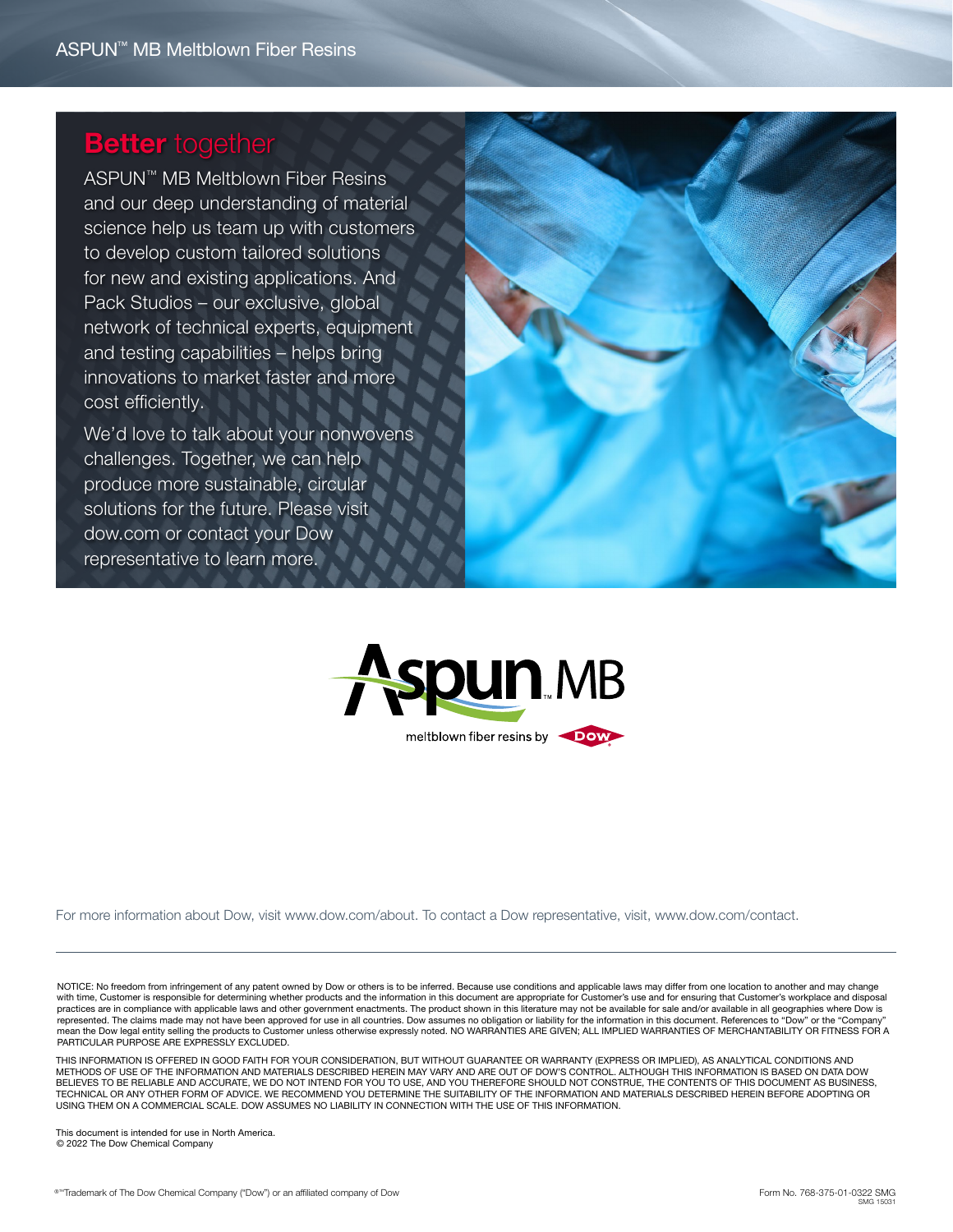## Better together

ASPUN™ MB Meltblown Fiber Resins and our deep understanding of material science help us team up with customers to develop custom tailored solutions for new and existing applications. And Pack Studios – our exclusive, global network of technical experts, equipment and testing capabilities – helps bring innovations to market faster and more cost efficiently.

We'd love to talk about your nonwovens challenges. Together, we can help produce more sustainable, circular solutions for the future. Please visit dow.com or contact your Dow representative to learn more.

Aspun™ MB
meltblown fiber resins by Dow

For more information about Dow, visit www.dow.com/about. To contact a Dow representative, visit, www.dow.com/contact.

---

NOTICE: No freedom from infringement of any patent owned by Dow or others is to be inferred. Because use conditions and applicable laws may differ from one location to another and may change with time, Customer is responsible for determining whether products and the information in this document are appropriate for Customer's use and for ensuring that Customer's workplace and disposal practices are in compliance with applicable laws and other government enactments. The product shown in this literature may not be available for sale and/or available in all geographies where Dow is represented. The claims made may not have been approved for use in all countries. Dow assumes no obligation or liability for the information in this document. References to "Dow" or the "Company" mean the Dow legal entity selling the products to Customer unless otherwise expressly noted. NO WARRANTIES ARE GIVEN; ALL IMPLIED WARRANTIES OF MERCHANTABILITY OR FITNESS FOR A PARTICULAR PURPOSE ARE EXPRESSLY EXCLUDED.

THIS INFORMATION IS OFFERED IN GOOD FAITH FOR YOUR CONSIDERATION, BUT WITHOUT GUARANTEE OR WARRANTY (EXPRESS OR IMPLIED), AS ANALYTICAL CONDITIONS AND METHODS OF USE OF THE INFORMATION AND MATERIALS DESCRIBED HEREIN MAY VARY AND ARE OUT OF DOW'S CONTROL. ALTHOUGH THIS INFORMATION IS BASED ON DATA DOW BELIEVES TO BE RELIABLE AND ACCURATE, WE DO NOT INTEND FOR YOU TO USE, AND YOU THEREFORE SHOULD NOT CONSTRUE, THE CONTENTS OF THIS DOCUMENT AS BUSINESS, TECHNICAL OR ANY OTHER FORM OF ADVICE. WE RECOMMEND YOU DETERMINE THE SUITABILITY OF THE INFORMATION AND MATERIALS DESCRIBED HEREIN BEFORE ADOPTING OR USING THEM ON A COMMERCIAL SCALE. DOW ASSUMES NO LIABILITY IN CONNECTION WITH THE USE OF THIS INFORMATION.

This document is intended for use in North America.
© 2022 The Dow Chemical Company

®™Trademark of The Dow Chemical Company ("Dow") or an affiliated company of Dow

Form No. 768-375-01-0322 SMG
SMG 15031